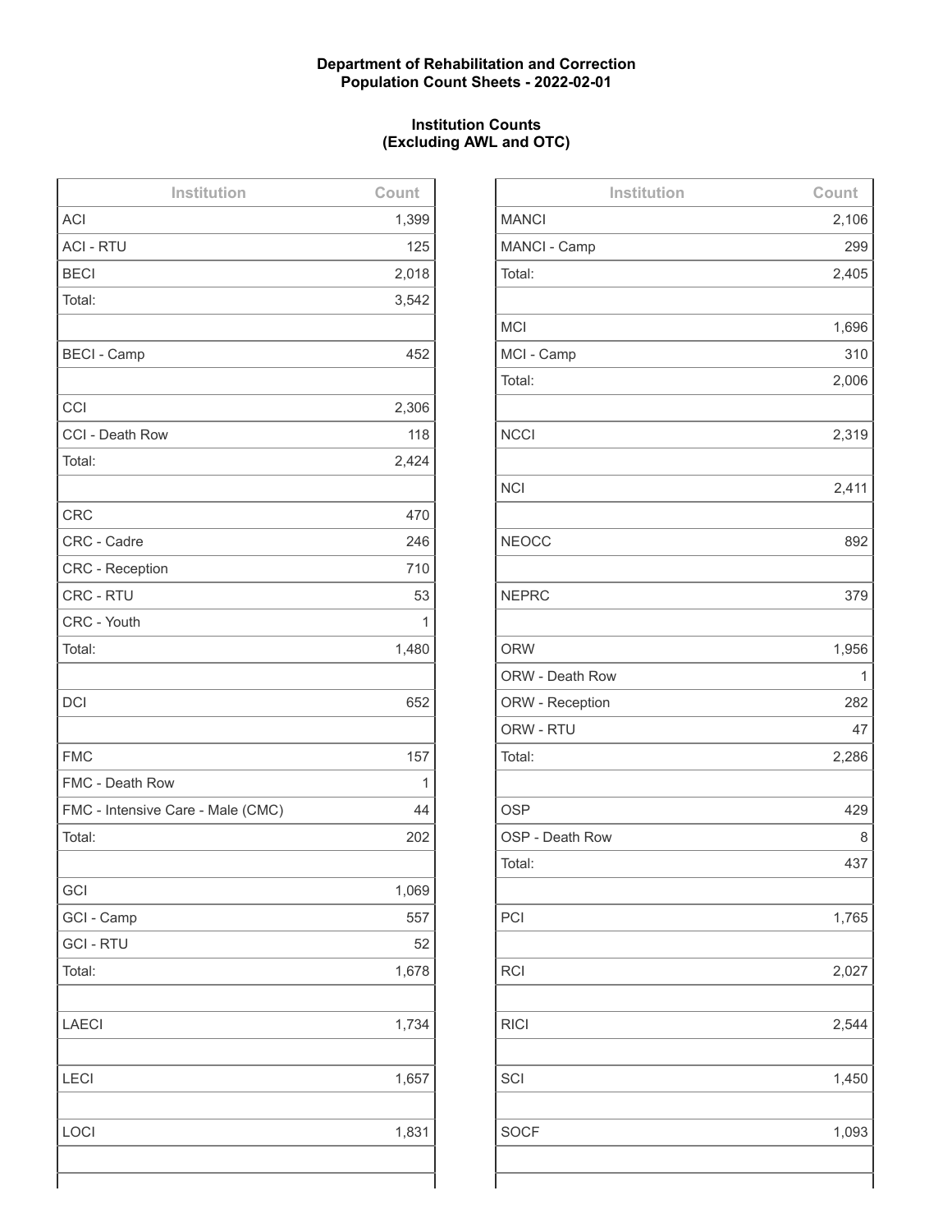**Department of Rehabilitation and Correction**
**Population Count Sheets - 2022-02-01**

**Institution Counts**
**(Excluding AWL and OTC)**

| Institution | Count |
|---|---|
| ACI | 1,399 |
| ACI - RTU | 125 |
| BECI | 2,018 |
| Total: | 3,542 |
| | |
| BECI - Camp | 452 |
| | |
| CCI | 2,306 |
| CCI - Death Row | 118 |
| Total: | 2,424 |
| | |
| CRC | 470 |
| CRC - Cadre | 246 |
| CRC - Reception | 710 |
| CRC - RTU | 53 |
| CRC - Youth | 1 |
| Total: | 1,480 |
| | |
| DCI | 652 |
| | |
| FMC | 157 |
| FMC - Death Row | 1 |
| FMC - Intensive Care - Male (CMC) | 44 |
| Total: | 202 |
| | |
| GCI | 1,069 |
| GCI - Camp | 557 |
| GCI - RTU | 52 |
| Total: | 1,678 |
| | |
| LAECI | 1,734 |
| | |
| LECI | 1,657 |
| | |
| LOCI | 1,831 |

| Institution | Count |
|---|---|
| MANCI | 2,106 |
| MANCI - Camp | 299 |
| Total: | 2,405 |
| | |
| MCI | 1,696 |
| MCI - Camp | 310 |
| Total: | 2,006 |
| | |
| NCCI | 2,319 |
| | |
| NCI | 2,411 |
| | |
| NEOCC | 892 |
| | |
| NEPRC | 379 |
| | |
| ORW | 1,956 |
| ORW - Death Row | 1 |
| ORW - Reception | 282 |
| ORW - RTU | 47 |
| Total: | 2,286 |
| | |
| OSP | 429 |
| OSP - Death Row | 8 |
| Total: | 437 |
| | |
| PCI | 1,765 |
| | |
| RCI | 2,027 |
| | |
| RICI | 2,544 |
| | |
| SCI | 1,450 |
| | |
| SOCF | 1,093 |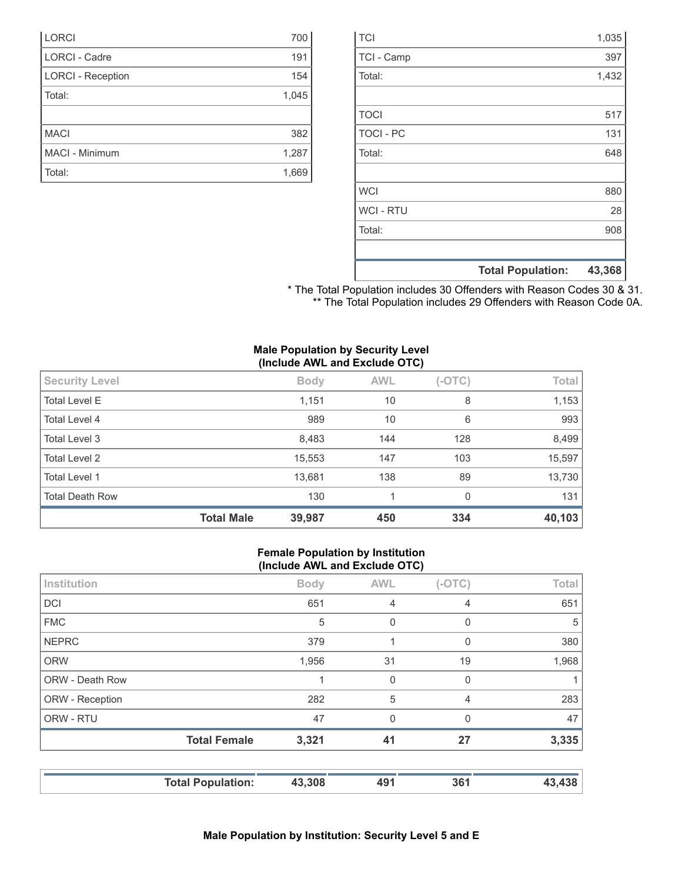| | |
|---|---|
| LORCI | 700 |
| LORCI - Cadre | 191 |
| LORCI - Reception | 154 |
| Total: | 1,045 |
| | |
| MACI | 382 |
| MACI - Minimum | 1,287 |
| Total: | 1,669 |

| | |
|---|---|
| TCI | 1,035 |
| TCI - Camp | 397 |
| Total: | 1,432 |
| | |
| TOCI | 517 |
| TOCI - PC | 131 |
| Total: | 648 |
| | |
| WCI | 880 |
| WCI - RTU | 28 |
| Total: | 908 |
| | |
| **Total Population:** | **43,368** |

\* The Total Population includes 30 Offenders with Reason Codes 30 & 31.
\*\* The Total Population includes 29 Offenders with Reason Code 0A.

**Male Population by Security Level (Include AWL and Exclude OTC)**

| Security Level | Body | AWL | (-OTC) | Total |
|---|---|---|---|---|
| Total Level E | 1,151 | 10 | 8 | 1,153 |
| Total Level 4 | 989 | 10 | 6 | 993 |
| Total Level 3 | 8,483 | 144 | 128 | 8,499 |
| Total Level 2 | 15,553 | 147 | 103 | 15,597 |
| Total Level 1 | 13,681 | 138 | 89 | 13,730 |
| Total Death Row | 130 | 1 | 0 | 131 |
| **Total Male** | **39,987** | **450** | **334** | **40,103** |

**Female Population by Institution (Include AWL and Exclude OTC)**

| Institution | Body | AWL | (-OTC) | Total |
|---|---|---|---|---|
| DCI | 651 | 4 | 4 | 651 |
| FMC | 5 | 0 | 0 | 5 |
| NEPRC | 379 | 1 | 0 | 380 |
| ORW | 1,956 | 31 | 19 | 1,968 |
| ORW - Death Row | 1 | 0 | 0 | 1 |
| ORW - Reception | 282 | 5 | 4 | 283 |
| ORW - RTU | 47 | 0 | 0 | 47 |
| **Total Female** | **3,321** | **41** | **27** | **3,335** |

| | | | | |
|---|---|---|---|---|
| **Total Population:** | **43,308** | **491** | **361** | **43,438** |

**Male Population by Institution: Security Level 5 and E**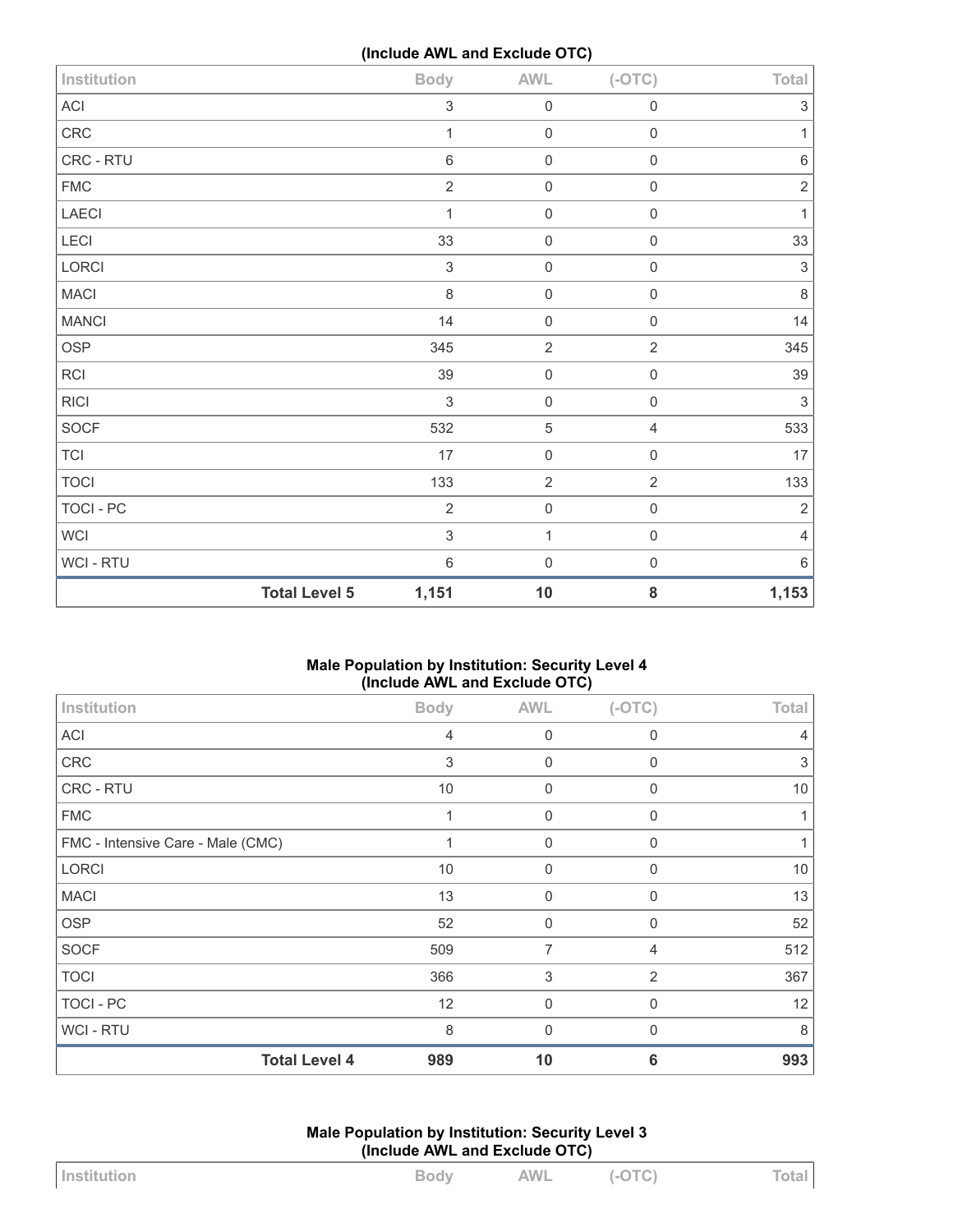(Include AWL and Exclude OTC)

| Institution | Body | AWL | (-OTC) | Total |
|---|---|---|---|---|
| ACI | 3 | 0 | 0 | 3 |
| CRC | 1 | 0 | 0 | 1 |
| CRC - RTU | 6 | 0 | 0 | 6 |
| FMC | 2 | 0 | 0 | 2 |
| LAECI | 1 | 0 | 0 | 1 |
| LECI | 33 | 0 | 0 | 33 |
| LORCI | 3 | 0 | 0 | 3 |
| MACI | 8 | 0 | 0 | 8 |
| MANCI | 14 | 0 | 0 | 14 |
| OSP | 345 | 2 | 2 | 345 |
| RCI | 39 | 0 | 0 | 39 |
| RICI | 3 | 0 | 0 | 3 |
| SOCF | 532 | 5 | 4 | 533 |
| TCI | 17 | 0 | 0 | 17 |
| TOCI | 133 | 2 | 2 | 133 |
| TOCI - PC | 2 | 0 | 0 | 2 |
| WCI | 3 | 1 | 0 | 4 |
| WCI - RTU | 6 | 0 | 0 | 6 |
| **Total Level 5** | **1,151** | **10** | **8** | **1,153** |

### Male Population by Institution: Security Level 4 (Include AWL and Exclude OTC)

| Institution | Body | AWL | (-OTC) | Total |
|---|---|---|---|---|
| ACI | 4 | 0 | 0 | 4 |
| CRC | 3 | 0 | 0 | 3 |
| CRC - RTU | 10 | 0 | 0 | 10 |
| FMC | 1 | 0 | 0 | 1 |
| FMC - Intensive Care - Male (CMC) | 1 | 0 | 0 | 1 |
| LORCI | 10 | 0 | 0 | 10 |
| MACI | 13 | 0 | 0 | 13 |
| OSP | 52 | 0 | 0 | 52 |
| SOCF | 509 | 7 | 4 | 512 |
| TOCI | 366 | 3 | 2 | 367 |
| TOCI - PC | 12 | 0 | 0 | 12 |
| WCI - RTU | 8 | 0 | 0 | 8 |
| **Total Level 4** | **989** | **10** | **6** | **993** |

### Male Population by Institution: Security Level 3 (Include AWL and Exclude OTC)

| Institution | Body | AWL | (-OTC) | Total |
|---|---|---|---|---|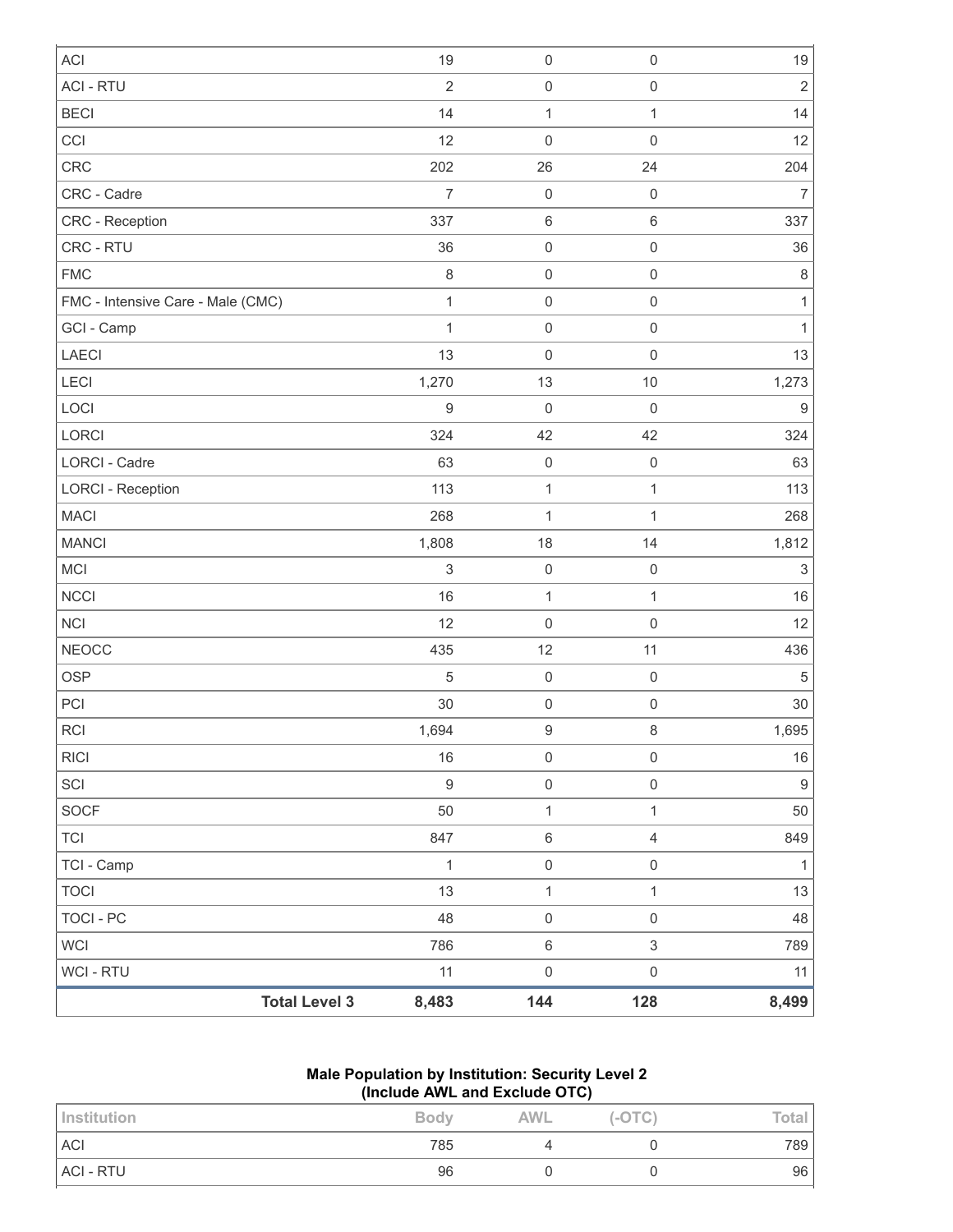| | | | | |
|---|---|---|---|---|
| ACI | 19 | 0 | 0 | 19 |
| ACI - RTU | 2 | 0 | 0 | 2 |
| BECI | 14 | 1 | 1 | 14 |
| CCI | 12 | 0 | 0 | 12 |
| CRC | 202 | 26 | 24 | 204 |
| CRC - Cadre | 7 | 0 | 0 | 7 |
| CRC - Reception | 337 | 6 | 6 | 337 |
| CRC - RTU | 36 | 0 | 0 | 36 |
| FMC | 8 | 0 | 0 | 8 |
| FMC - Intensive Care - Male (CMC) | 1 | 0 | 0 | 1 |
| GCI - Camp | 1 | 0 | 0 | 1 |
| LAECI | 13 | 0 | 0 | 13 |
| LECI | 1,270 | 13 | 10 | 1,273 |
| LOCI | 9 | 0 | 0 | 9 |
| LORCI | 324 | 42 | 42 | 324 |
| LORCI - Cadre | 63 | 0 | 0 | 63 |
| LORCI - Reception | 113 | 1 | 1 | 113 |
| MACI | 268 | 1 | 1 | 268 |
| MANCI | 1,808 | 18 | 14 | 1,812 |
| MCI | 3 | 0 | 0 | 3 |
| NCCI | 16 | 1 | 1 | 16 |
| NCI | 12 | 0 | 0 | 12 |
| NEOCC | 435 | 12 | 11 | 436 |
| OSP | 5 | 0 | 0 | 5 |
| PCI | 30 | 0 | 0 | 30 |
| RCI | 1,694 | 9 | 8 | 1,695 |
| RICI | 16 | 0 | 0 | 16 |
| SCI | 9 | 0 | 0 | 9 |
| SOCF | 50 | 1 | 1 | 50 |
| TCI | 847 | 6 | 4 | 849 |
| TCI - Camp | 1 | 0 | 0 | 1 |
| TOCI | 13 | 1 | 1 | 13 |
| TOCI - PC | 48 | 0 | 0 | 48 |
| WCI | 786 | 6 | 3 | 789 |
| WCI - RTU | 11 | 0 | 0 | 11 |
| **Total Level 3** | **8,483** | **144** | **128** | **8,499** |

**Male Population by Institution: Security Level 2**
**(Include AWL and Exclude OTC)**

| Institution | Body | AWL | (-OTC) | Total |
|---|---|---|---|---|
| ACI | 785 | 4 | 0 | 789 |
| ACI - RTU | 96 | 0 | 0 | 96 |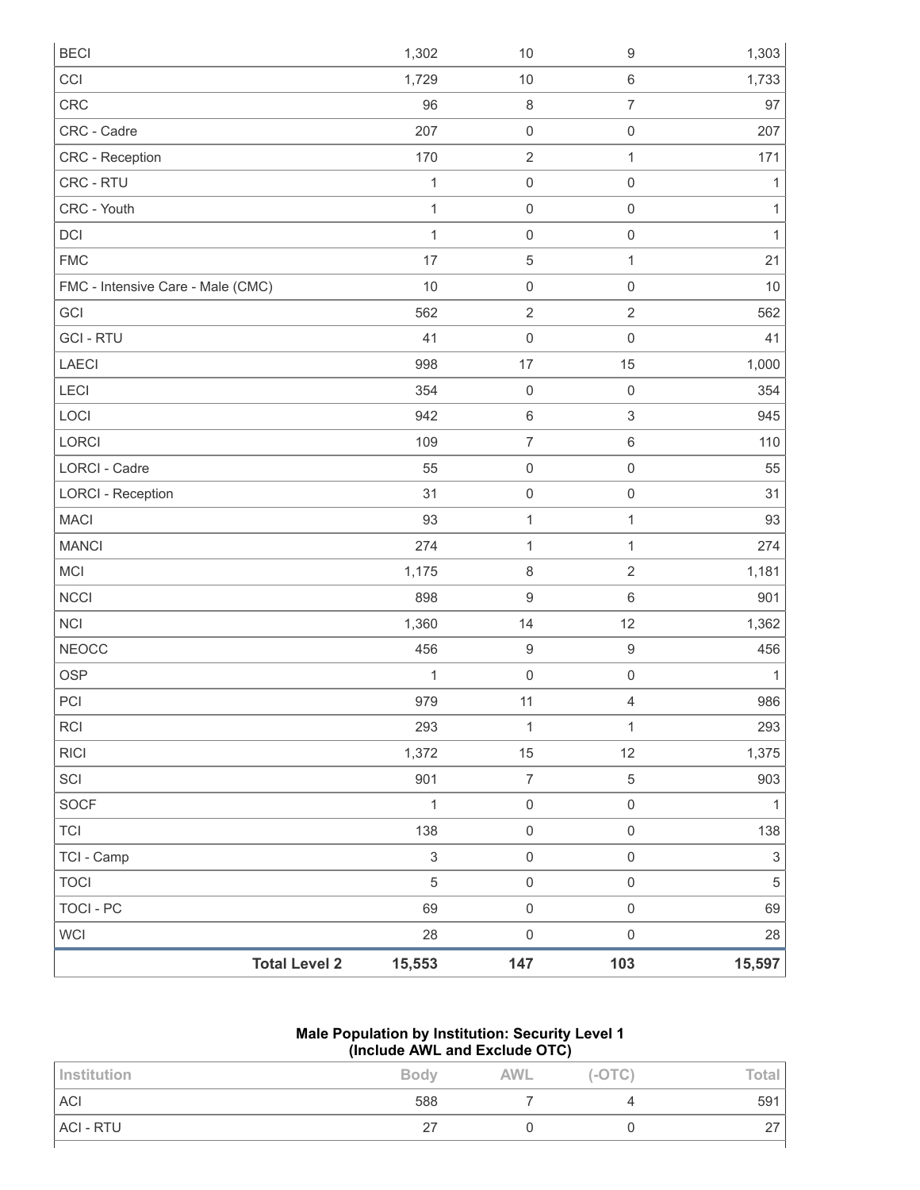| | | | | |
|---|---|---|---|---|
| BECI | 1,302 | 10 | 9 | 1,303 |
| CCI | 1,729 | 10 | 6 | 1,733 |
| CRC | 96 | 8 | 7 | 97 |
| CRC - Cadre | 207 | 0 | 0 | 207 |
| CRC - Reception | 170 | 2 | 1 | 171 |
| CRC - RTU | 1 | 0 | 0 | 1 |
| CRC - Youth | 1 | 0 | 0 | 1 |
| DCI | 1 | 0 | 0 | 1 |
| FMC | 17 | 5 | 1 | 21 |
| FMC - Intensive Care - Male (CMC) | 10 | 0 | 0 | 10 |
| GCI | 562 | 2 | 2 | 562 |
| GCI - RTU | 41 | 0 | 0 | 41 |
| LAECI | 998 | 17 | 15 | 1,000 |
| LECI | 354 | 0 | 0 | 354 |
| LOCI | 942 | 6 | 3 | 945 |
| LORCI | 109 | 7 | 6 | 110 |
| LORCI - Cadre | 55 | 0 | 0 | 55 |
| LORCI - Reception | 31 | 0 | 0 | 31 |
| MACI | 93 | 1 | 1 | 93 |
| MANCI | 274 | 1 | 1 | 274 |
| MCI | 1,175 | 8 | 2 | 1,181 |
| NCCI | 898 | 9 | 6 | 901 |
| NCI | 1,360 | 14 | 12 | 1,362 |
| NEOCC | 456 | 9 | 9 | 456 |
| OSP | 1 | 0 | 0 | 1 |
| PCI | 979 | 11 | 4 | 986 |
| RCI | 293 | 1 | 1 | 293 |
| RICI | 1,372 | 15 | 12 | 1,375 |
| SCI | 901 | 7 | 5 | 903 |
| SOCF | 1 | 0 | 0 | 1 |
| TCI | 138 | 0 | 0 | 138 |
| TCI - Camp | 3 | 0 | 0 | 3 |
| TOCI | 5 | 0 | 0 | 5 |
| TOCI - PC | 69 | 0 | 0 | 69 |
| WCI | 28 | 0 | 0 | 28 |
| **Total Level 2** | **15,553** | **147** | **103** | **15,597** |

**Male Population by Institution: Security Level 1**
**(Include AWL and Exclude OTC)**

| Institution | Body | AWL | (-OTC) | Total |
|---|---|---|---|---|
| ACI | 588 | 7 | 4 | 591 |
| ACI - RTU | 27 | 0 | 0 | 27 |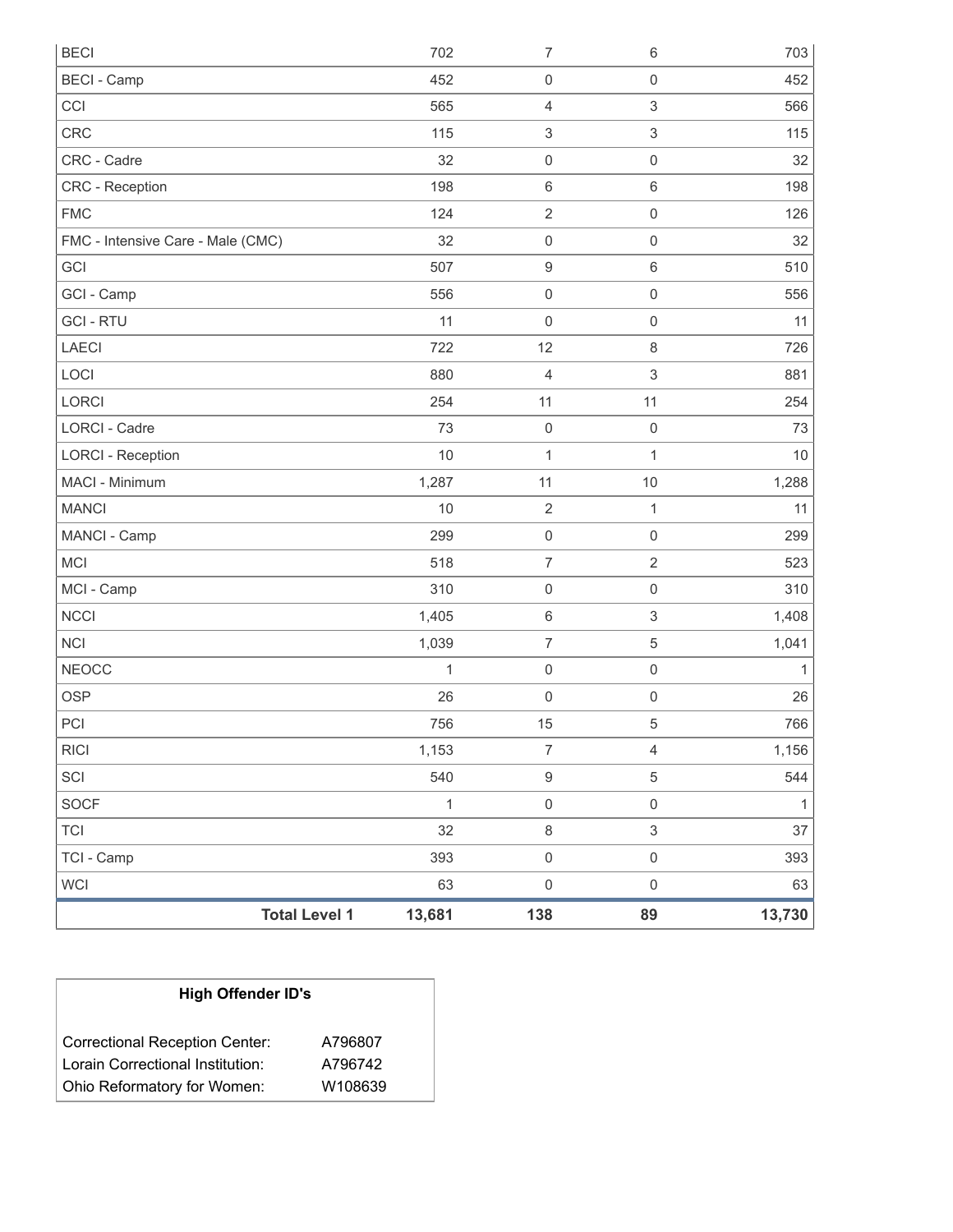| | | | | |
|---|---|---|---|---|
| BECI | 702 | 7 | 6 | 703 |
| BECI - Camp | 452 | 0 | 0 | 452 |
| CCI | 565 | 4 | 3 | 566 |
| CRC | 115 | 3 | 3 | 115 |
| CRC - Cadre | 32 | 0 | 0 | 32 |
| CRC - Reception | 198 | 6 | 6 | 198 |
| FMC | 124 | 2 | 0 | 126 |
| FMC - Intensive Care - Male (CMC) | 32 | 0 | 0 | 32 |
| GCI | 507 | 9 | 6 | 510 |
| GCI - Camp | 556 | 0 | 0 | 556 |
| GCI - RTU | 11 | 0 | 0 | 11 |
| LAECI | 722 | 12 | 8 | 726 |
| LOCI | 880 | 4 | 3 | 881 |
| LORCI | 254 | 11 | 11 | 254 |
| LORCI - Cadre | 73 | 0 | 0 | 73 |
| LORCI - Reception | 10 | 1 | 1 | 10 |
| MACI - Minimum | 1,287 | 11 | 10 | 1,288 |
| MANCI | 10 | 2 | 1 | 11 |
| MANCI - Camp | 299 | 0 | 0 | 299 |
| MCI | 518 | 7 | 2 | 523 |
| MCI - Camp | 310 | 0 | 0 | 310 |
| NCCI | 1,405 | 6 | 3 | 1,408 |
| NCI | 1,039 | 7 | 5 | 1,041 |
| NEOCC | 1 | 0 | 0 | 1 |
| OSP | 26 | 0 | 0 | 26 |
| PCI | 756 | 15 | 5 | 766 |
| RICI | 1,153 | 7 | 4 | 1,156 |
| SCI | 540 | 9 | 5 | 544 |
| SOCF | 1 | 0 | 0 | 1 |
| TCI | 32 | 8 | 3 | 37 |
| TCI - Camp | 393 | 0 | 0 | 393 |
| WCI | 63 | 0 | 0 | 63 |
| **Total Level 1** | **13,681** | **138** | **89** | **13,730** |

| **High Offender ID's** | |
|---|---|
| Correctional Reception Center: | A796807 |
| Lorain Correctional Institution: | A796742 |
| Ohio Reformatory for Women: | W108639 |